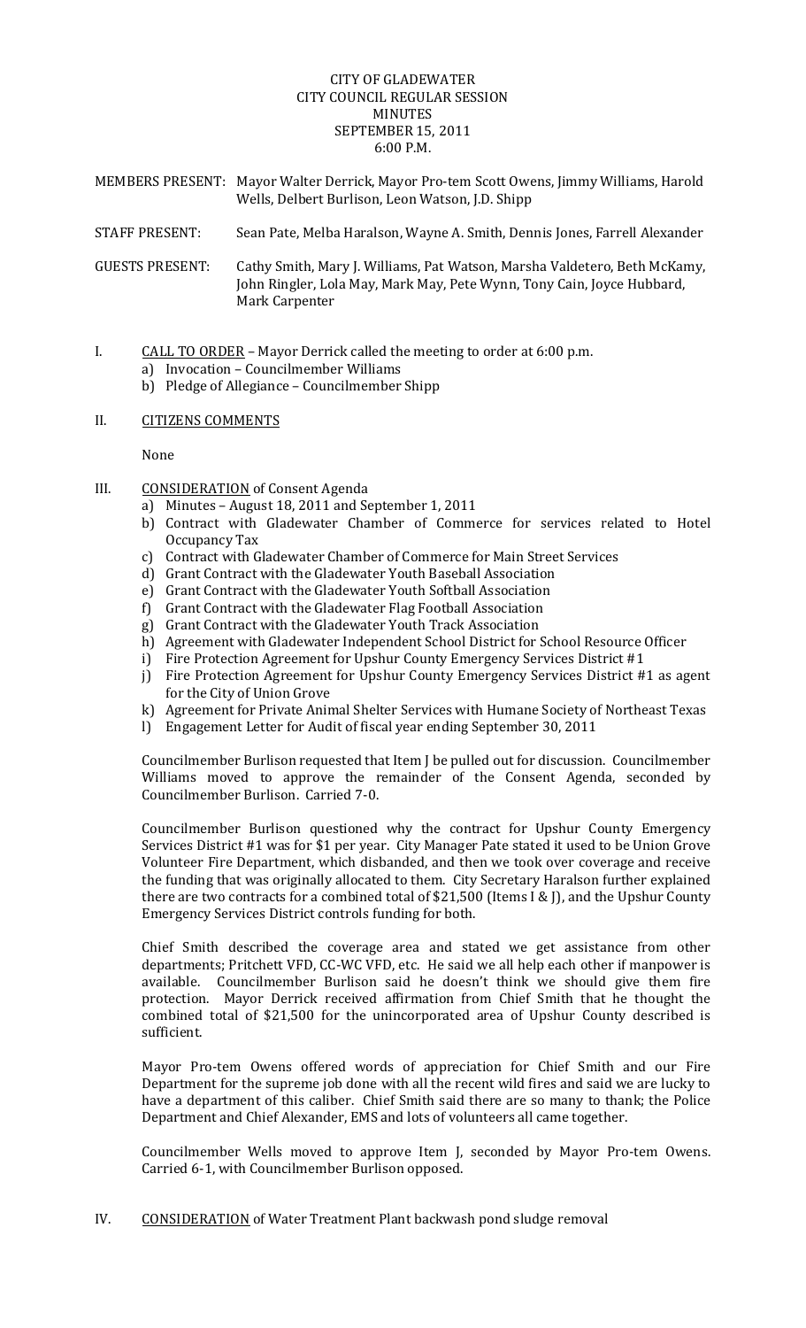CITY OF GLADEWATER
CITY COUNCIL REGULAR SESSION
MINUTES
SEPTEMBER 15, 2011
6:00 P.M.

MEMBERS PRESENT: Mayor Walter Derrick, Mayor Pro-tem Scott Owens, Jimmy Williams, Harold Wells, Delbert Burlison, Leon Watson, J.D. Shipp

STAFF PRESENT: Sean Pate, Melba Haralson, Wayne A. Smith, Dennis Jones, Farrell Alexander

GUESTS PRESENT: Cathy Smith, Mary J. Williams, Pat Watson, Marsha Valdetero, Beth McKamy, John Ringler, Lola May, Mark May, Pete Wynn, Tony Cain, Joyce Hubbard, Mark Carpenter

I. CALL TO ORDER – Mayor Derrick called the meeting to order at 6:00 p.m.
   a) Invocation – Councilmember Williams
   b) Pledge of Allegiance – Councilmember Shipp

II. CITIZENS COMMENTS

None

III. CONSIDERATION of Consent Agenda
   a) Minutes – August 18, 2011 and September 1, 2011
   b) Contract with Gladewater Chamber of Commerce for services related to Hotel Occupancy Tax
   c) Contract with Gladewater Chamber of Commerce for Main Street Services
   d) Grant Contract with the Gladewater Youth Baseball Association
   e) Grant Contract with the Gladewater Youth Softball Association
   f) Grant Contract with the Gladewater Flag Football Association
   g) Grant Contract with the Gladewater Youth Track Association
   h) Agreement with Gladewater Independent School District for School Resource Officer
   i) Fire Protection Agreement for Upshur County Emergency Services District #1
   j) Fire Protection Agreement for Upshur County Emergency Services District #1 as agent for the City of Union Grove
   k) Agreement for Private Animal Shelter Services with Humane Society of Northeast Texas
   l) Engagement Letter for Audit of fiscal year ending September 30, 2011

Councilmember Burlison requested that Item J be pulled out for discussion. Councilmember Williams moved to approve the remainder of the Consent Agenda, seconded by Councilmember Burlison. Carried 7-0.

Councilmember Burlison questioned why the contract for Upshur County Emergency Services District #1 was for $1 per year. City Manager Pate stated it used to be Union Grove Volunteer Fire Department, which disbanded, and then we took over coverage and receive the funding that was originally allocated to them. City Secretary Haralson further explained there are two contracts for a combined total of $21,500 (Items I & J), and the Upshur County Emergency Services District controls funding for both.

Chief Smith described the coverage area and stated we get assistance from other departments; Pritchett VFD, CC-WC VFD, etc. He said we all help each other if manpower is available. Councilmember Burlison said he doesn't think we should give them fire protection. Mayor Derrick received affirmation from Chief Smith that he thought the combined total of $21,500 for the unincorporated area of Upshur County described is sufficient.

Mayor Pro-tem Owens offered words of appreciation for Chief Smith and our Fire Department for the supreme job done with all the recent wild fires and said we are lucky to have a department of this caliber. Chief Smith said there are so many to thank; the Police Department and Chief Alexander, EMS and lots of volunteers all came together.

Councilmember Wells moved to approve Item J, seconded by Mayor Pro-tem Owens. Carried 6-1, with Councilmember Burlison opposed.

IV. CONSIDERATION of Water Treatment Plant backwash pond sludge removal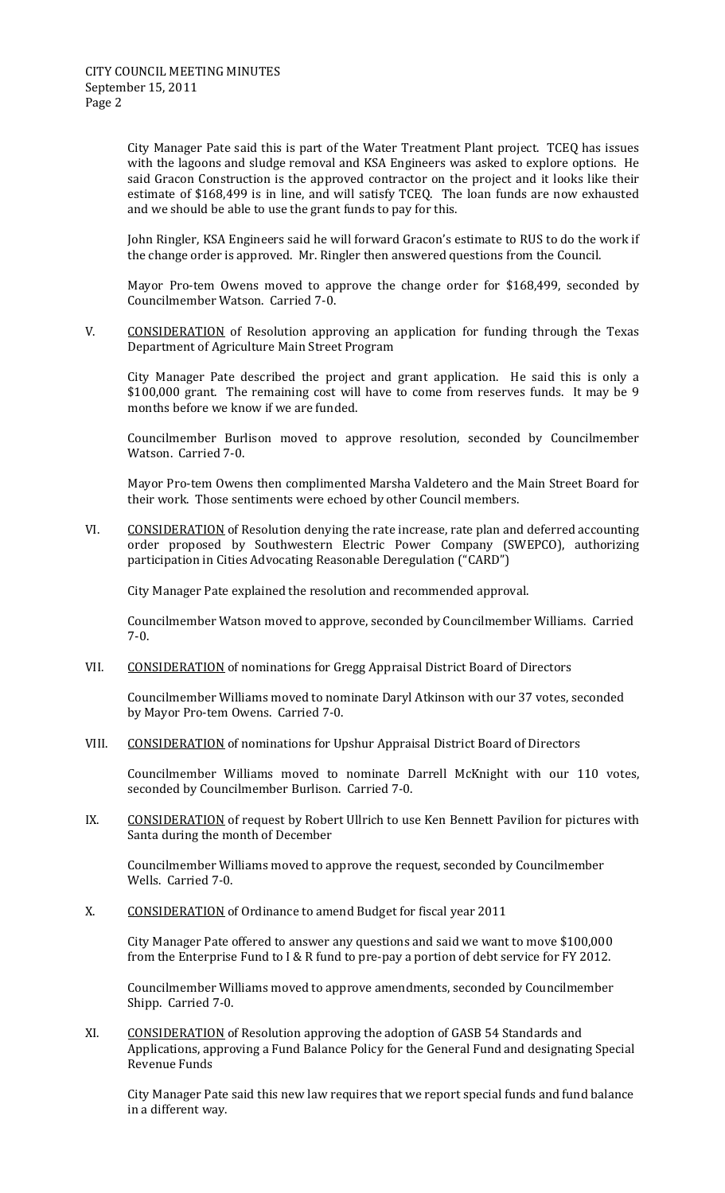City Manager Pate said this is part of the Water Treatment Plant project. TCEQ has issues with the lagoons and sludge removal and KSA Engineers was asked to explore options. He said Gracon Construction is the approved contractor on the project and it looks like their estimate of $168,499 is in line, and will satisfy TCEQ. The loan funds are now exhausted and we should be able to use the grant funds to pay for this.

John Ringler, KSA Engineers said he will forward Gracon's estimate to RUS to do the work if the change order is approved. Mr. Ringler then answered questions from the Council.

Mayor Pro-tem Owens moved to approve the change order for $168,499, seconded by Councilmember Watson. Carried 7-0.

V. <u>CONSIDERATION</u> of Resolution approving an application for funding through the Texas Department of Agriculture Main Street Program

City Manager Pate described the project and grant application. He said this is only a $100,000 grant. The remaining cost will have to come from reserves funds. It may be 9 months before we know if we are funded.

Councilmember Burlison moved to approve resolution, seconded by Councilmember Watson. Carried 7-0.

Mayor Pro-tem Owens then complimented Marsha Valdetero and the Main Street Board for their work. Those sentiments were echoed by other Council members.

VI. <u>CONSIDERATION</u> of Resolution denying the rate increase, rate plan and deferred accounting order proposed by Southwestern Electric Power Company (SWEPCO), authorizing participation in Cities Advocating Reasonable Deregulation ("CARD")

City Manager Pate explained the resolution and recommended approval.

Councilmember Watson moved to approve, seconded by Councilmember Williams. Carried 7-0.

VII. <u>CONSIDERATION</u> of nominations for Gregg Appraisal District Board of Directors

Councilmember Williams moved to nominate Daryl Atkinson with our 37 votes, seconded by Mayor Pro-tem Owens. Carried 7-0.

VIII. <u>CONSIDERATION</u> of nominations for Upshur Appraisal District Board of Directors

Councilmember Williams moved to nominate Darrell McKnight with our 110 votes, seconded by Councilmember Burlison. Carried 7-0.

IX. <u>CONSIDERATION</u> of request by Robert Ullrich to use Ken Bennett Pavilion for pictures with Santa during the month of December

Councilmember Williams moved to approve the request, seconded by Councilmember Wells. Carried 7-0.

X. <u>CONSIDERATION</u> of Ordinance to amend Budget for fiscal year 2011

City Manager Pate offered to answer any questions and said we want to move $100,000 from the Enterprise Fund to I & R fund to pre-pay a portion of debt service for FY 2012.

Councilmember Williams moved to approve amendments, seconded by Councilmember Shipp. Carried 7-0.

XI. <u>CONSIDERATION</u> of Resolution approving the adoption of GASB 54 Standards and Applications, approving a Fund Balance Policy for the General Fund and designating Special Revenue Funds

City Manager Pate said this new law requires that we report special funds and fund balance in a different way.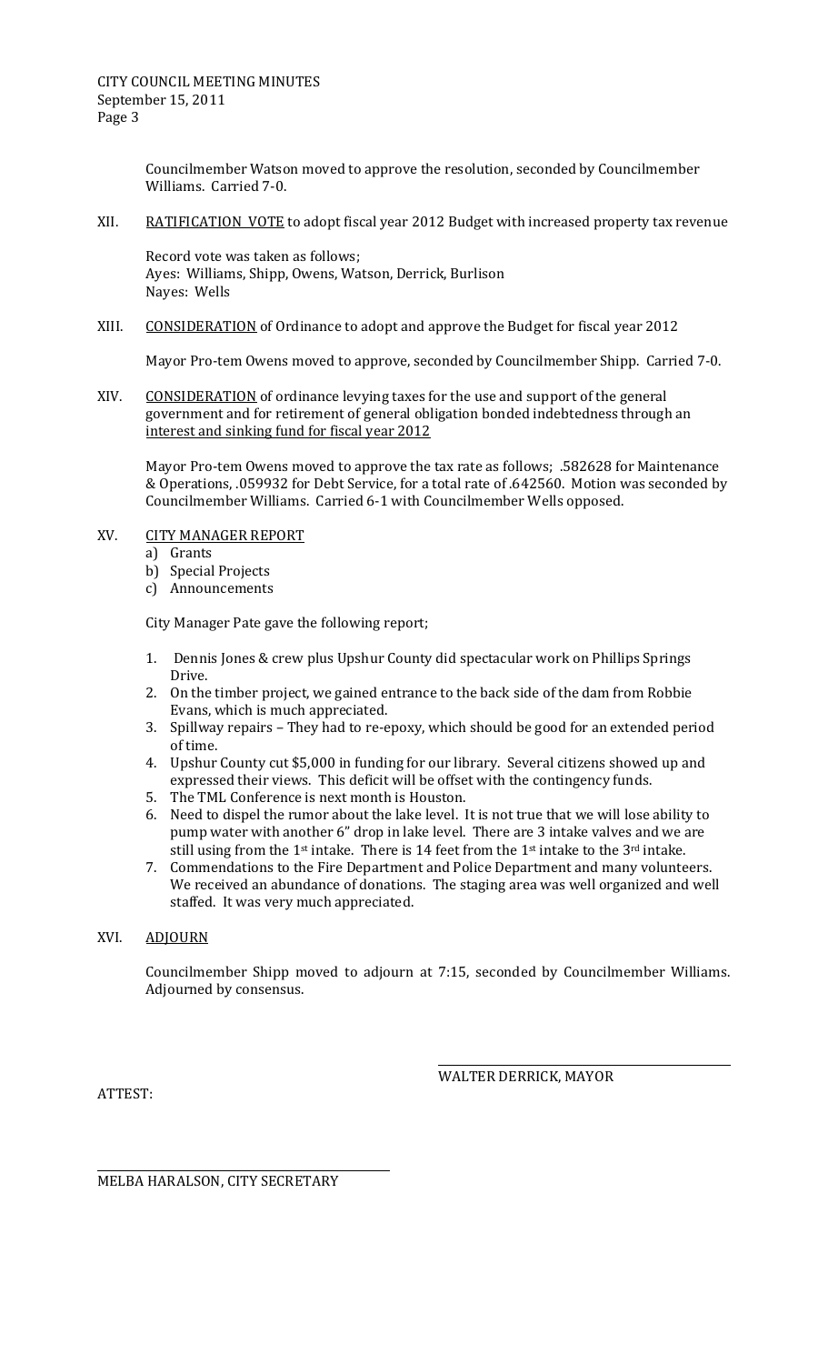Councilmember Watson moved to approve the resolution, seconded by Councilmember Williams. Carried 7-0.

XII. RATIFICATION VOTE to adopt fiscal year 2012 Budget with increased property tax revenue

Record vote was taken as follows;
Ayes: Williams, Shipp, Owens, Watson, Derrick, Burlison
Nayes: Wells

XIII. CONSIDERATION of Ordinance to adopt and approve the Budget for fiscal year 2012

Mayor Pro-tem Owens moved to approve, seconded by Councilmember Shipp. Carried 7-0.

XIV. CONSIDERATION of ordinance levying taxes for the use and support of the general government and for retirement of general obligation bonded indebtedness through an interest and sinking fund for fiscal year 2012

Mayor Pro-tem Owens moved to approve the tax rate as follows; .582628 for Maintenance & Operations, .059932 for Debt Service, for a total rate of .642560. Motion was seconded by Councilmember Williams. Carried 6-1 with Councilmember Wells opposed.

XV. CITY MANAGER REPORT

a) Grants
b) Special Projects
c) Announcements

City Manager Pate gave the following report;

1. Dennis Jones & crew plus Upshur County did spectacular work on Phillips Springs Drive.
2. On the timber project, we gained entrance to the back side of the dam from Robbie Evans, which is much appreciated.
3. Spillway repairs – They had to re-epoxy, which should be good for an extended period of time.
4. Upshur County cut $5,000 in funding for our library. Several citizens showed up and expressed their views. This deficit will be offset with the contingency funds.
5. The TML Conference is next month is Houston.
6. Need to dispel the rumor about the lake level. It is not true that we will lose ability to pump water with another 6" drop in lake level. There are 3 intake valves and we are still using from the 1st intake. There is 14 feet from the 1st intake to the 3rd intake.
7. Commendations to the Fire Department and Police Department and many volunteers. We received an abundance of donations. The staging area was well organized and well staffed. It was very much appreciated.

XVI. ADJOURN

Councilmember Shipp moved to adjourn at 7:15, seconded by Councilmember Williams. Adjourned by consensus.

WALTER DERRICK, MAYOR

ATTEST:

MELBA HARALSON, CITY SECRETARY